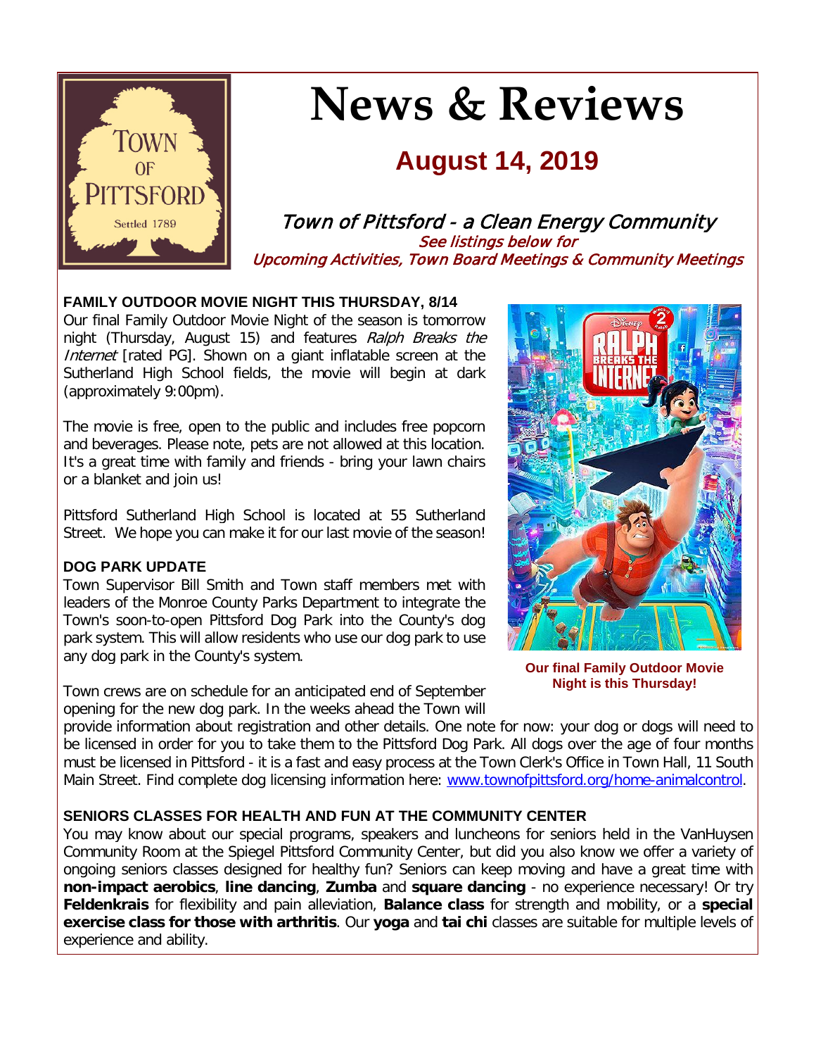# News & Reviews

## August 14, 2019

*Town of Pittsford - a Clean Energy Community*

*See listings below for Upcoming Activities, Town Board Meetings & Community Meetings*

**FAMILY OUTDOOR MOVIE NIGHT THIS THURSDAY, 8/14**

Our final Family Outdoor Movie Night of the season is tomorrow night (Thursday, August 15) and features *Ralph Breaks the Internet* [rated PG]. Shown on a giant inflatable screen at the Sutherland High School fields, the movie will begin at dark (approximately 9:00pm).

The movie is free, open to the public and includes free popcorn and beverages. Please note, pets are not allowed at this location. It's a great time with family and friends - bring your lawn chairs or a blanket and join us!

Pittsford Sutherland High School is located at 55 Sutherland Street. We hope you can make it for our last movie of the season!

**Our final Family Outdoor Movie Night is this Thursday!**

**DOG PARK UPDATE**

Town Supervisor Bill Smith and Town staff members met with leaders of the Monroe County Parks Department to integrate the Town's soon-to-open Pittsford Dog Park into the County's dog park system. This will allow residents who use our dog park to use any dog park in the County's system.

Town crews are on schedule for an anticipated end of September opening for the new dog park. In the weeks ahead the Town will provide information about registration and other details. One note for now: your dog or dogs will need to be licensed in order for you to take them to the Pittsford Dog Park. All dogs over the age of four months must be licensed in Pittsford - it is a fast and easy process at the Town Clerk's Office in Town Hall, 11 South Main Street. Find complete dog licensing information here: www.townofpittsford.org/home-animalcontrol.

**SENIORS CLASSES FOR HEALTH AND FUN AT THE COMMUNITY CENTER**

You may know about our special programs, speakers and luncheons for seniors held in the VanHuysen Community Room at the Spiegel Pittsford Community Center, but did you also know we offer a variety of ongoing seniors classes designed for healthy fun? Seniors can keep moving and have a great time with **non-impact aerobics**, **line dancing**, **Zumba** and **square dancing** - no experience necessary! Or try **Feldenkrais** for flexibility and pain alleviation, **Balance class** for strength and mobility, or a **special exercise class for those with arthritis**. Our **yoga** and **tai chi** classes are suitable for multiple levels of experience and ability.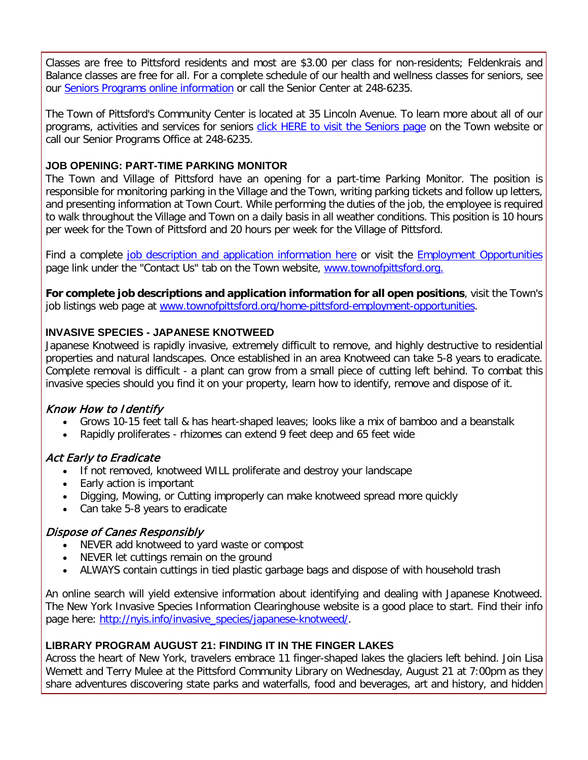Classes are free to Pittsford residents and most are $3.00 per class for non-residents; Feldenkrais and Balance classes are free for all. For a complete schedule of our health and wellness classes for seniors, see our Seniors Programs online information or call the Senior Center at 248-6235.

The Town of Pittsford's Community Center is located at 35 Lincoln Avenue. To learn more about all of our programs, activities and services for seniors click HERE to visit the Seniors page on the Town website or call our Senior Programs Office at 248-6235.

### JOB OPENING: PART-TIME PARKING MONITOR

The Town and Village of Pittsford have an opening for a part-time Parking Monitor. The position is responsible for monitoring parking in the Village and the Town, writing parking tickets and follow up letters, and presenting information at Town Court. While performing the duties of the job, the employee is required to walk throughout the Village and Town on a daily basis in all weather conditions. This position is 10 hours per week for the Town of Pittsford and 20 hours per week for the Village of Pittsford.

Find a complete job description and application information here or visit the Employment Opportunities page link under the "Contact Us" tab on the Town website, www.townofpittsford.org.

**For complete job descriptions and application information for all open positions**, visit the Town's job listings web page at www.townofpittsford.org/home-pittsford-employment-opportunities.

### INVASIVE SPECIES - JAPANESE KNOTWEED

Japanese Knotweed is rapidly invasive, extremely difficult to remove, and highly destructive to residential properties and natural landscapes. Once established in an area Knotweed can take 5-8 years to eradicate. Complete removal is difficult - a plant can grow from a small piece of cutting left behind. To combat this invasive species should you find it on your property, learn how to identify, remove and dispose of it.

#### *Know How to Identify*

- Grows 10-15 feet tall & has heart-shaped leaves; looks like a mix of bamboo and a beanstalk
- Rapidly proliferates - rhizomes can extend 9 feet deep and 65 feet wide

#### *Act Early to Eradicate*

- If not removed, knotweed WILL proliferate and destroy your landscape
- Early action is important
- Digging, Mowing, or Cutting improperly can make knotweed spread more quickly
- Can take 5-8 years to eradicate

#### *Dispose of Canes Responsibly*

- NEVER add knotweed to yard waste or compost
- NEVER let cuttings remain on the ground
- ALWAYS contain cuttings in tied plastic garbage bags and dispose of with household trash

An online search will yield extensive information about identifying and dealing with Japanese Knotweed. The New York Invasive Species Information Clearinghouse website is a good place to start. Find their info page here: http://nyis.info/invasive_species/japanese-knotweed/.

### LIBRARY PROGRAM AUGUST 21: FINDING IT IN THE FINGER LAKES

Across the heart of New York, travelers embrace 11 finger-shaped lakes the glaciers left behind. Join Lisa Wemett and Terry Mulee at the Pittsford Community Library on Wednesday, August 21 at 7:00pm as they share adventures discovering state parks and waterfalls, food and beverages, art and history, and hidden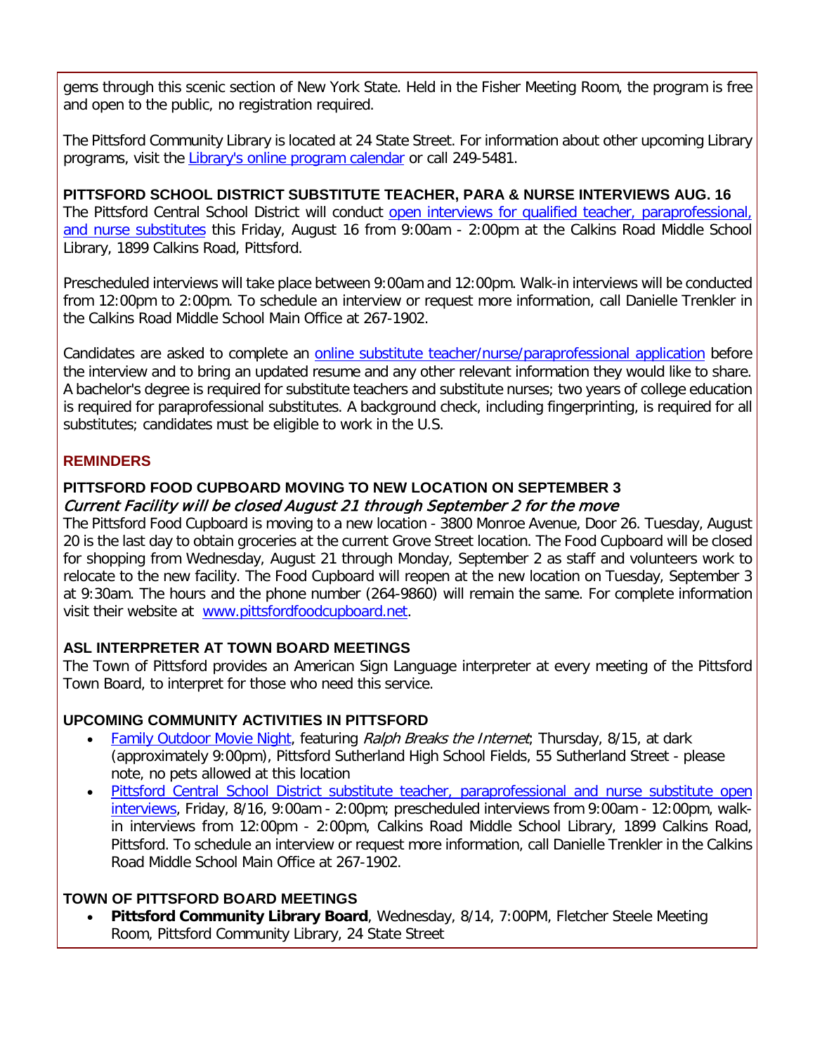gems through this scenic section of New York State. Held in the Fisher Meeting Room, the program is free and open to the public, no registration required.

The Pittsford Community Library is located at 24 State Street. For information about other upcoming Library programs, visit the Library's online program calendar or call 249-5481.

**PITTSFORD SCHOOL DISTRICT SUBSTITUTE TEACHER, PARA & NURSE INTERVIEWS AUG. 16**

The Pittsford Central School District will conduct open interviews for qualified teacher, paraprofessional, and nurse substitutes this Friday, August 16 from 9:00am - 2:00pm at the Calkins Road Middle School Library, 1899 Calkins Road, Pittsford.

Prescheduled interviews will take place between 9:00am and 12:00pm. Walk-in interviews will be conducted from 12:00pm to 2:00pm. To schedule an interview or request more information, call Danielle Trenkler in the Calkins Road Middle School Main Office at 267-1902.

Candidates are asked to complete an online substitute teacher/nurse/paraprofessional application before the interview and to bring an updated resume and any other relevant information they would like to share. A bachelor's degree is required for substitute teachers and substitute nurses; two years of college education is required for paraprofessional substitutes. A background check, including fingerprinting, is required for all substitutes; candidates must be eligible to work in the U.S.

## REMINDERS

**PITTSFORD FOOD CUPBOARD MOVING TO NEW LOCATION ON SEPTEMBER 3**

*Current Facility will be closed August 21 through September 2 for the move*

The Pittsford Food Cupboard is moving to a new location - 3800 Monroe Avenue, Door 26. Tuesday, August 20 is the last day to obtain groceries at the current Grove Street location. The Food Cupboard will be closed for shopping from Wednesday, August 21 through Monday, September 2 as staff and volunteers work to relocate to the new facility. The Food Cupboard will reopen at the new location on Tuesday, September 3 at 9:30am. The hours and the phone number (264-9860) will remain the same. For complete information visit their website at www.pittsfordfoodcupboard.net.

**ASL INTERPRETER AT TOWN BOARD MEETINGS**

The Town of Pittsford provides an American Sign Language interpreter at every meeting of the Pittsford Town Board, to interpret for those who need this service.

**UPCOMING COMMUNITY ACTIVITIES IN PITTSFORD**

- Family Outdoor Movie Night, featuring *Ralph Breaks the Internet*; Thursday, 8/15, at dark (approximately 9:00pm), Pittsford Sutherland High School Fields, 55 Sutherland Street - please note, no pets allowed at this location
- Pittsford Central School District substitute teacher, paraprofessional and nurse substitute open interviews, Friday, 8/16, 9:00am - 2:00pm; prescheduled interviews from 9:00am - 12:00pm, walk-in interviews from 12:00pm - 2:00pm, Calkins Road Middle School Library, 1899 Calkins Road, Pittsford. To schedule an interview or request more information, call Danielle Trenkler in the Calkins Road Middle School Main Office at 267-1902.

**TOWN OF PITTSFORD BOARD MEETINGS**

- **Pittsford Community Library Board**, Wednesday, 8/14, 7:00PM, Fletcher Steele Meeting Room, Pittsford Community Library, 24 State Street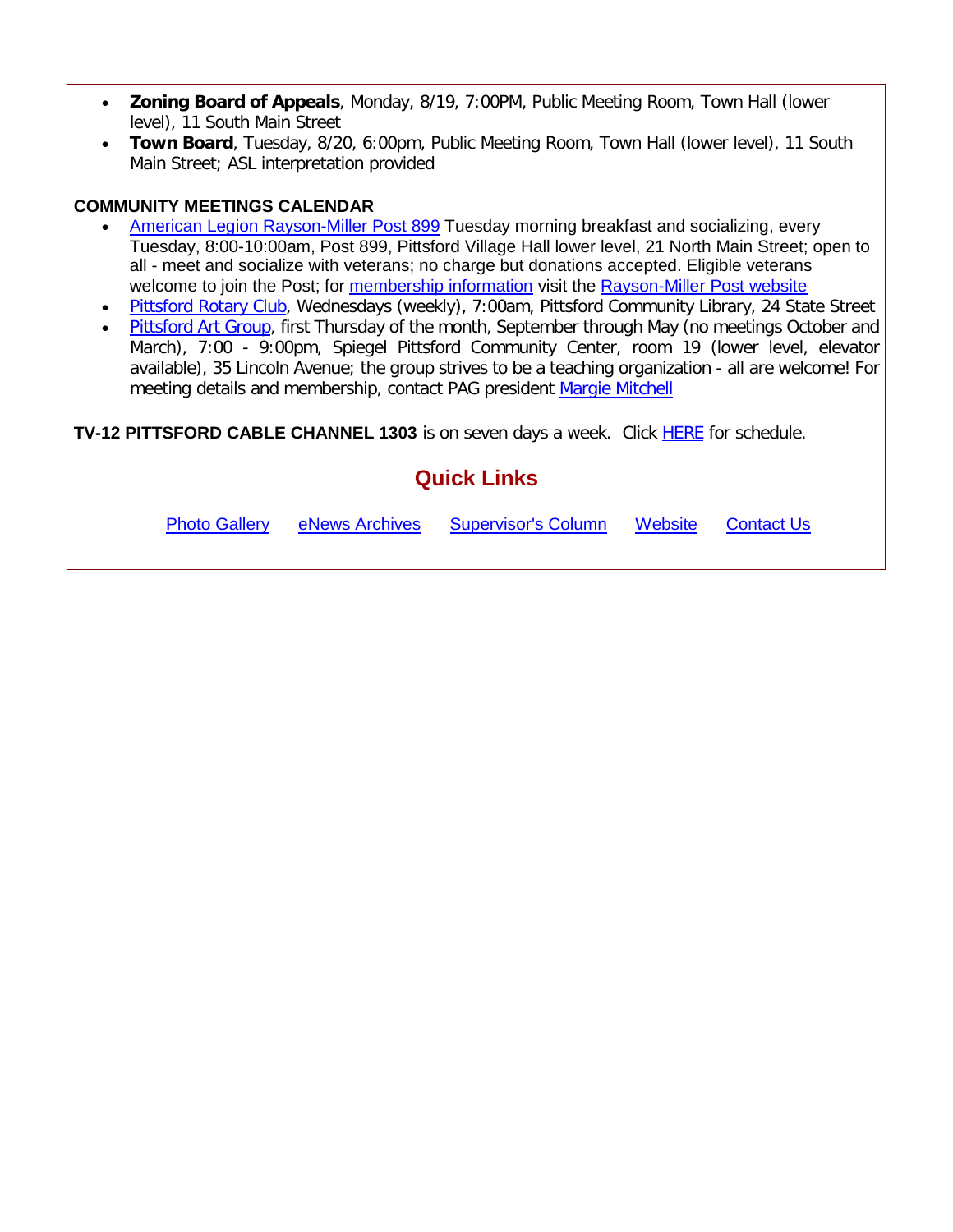- **Zoning Board of Appeals**, Monday, 8/19, 7:00PM, Public Meeting Room, Town Hall (lower level), 11 South Main Street
- **Town Board**, Tuesday, 8/20, 6:00pm, Public Meeting Room, Town Hall (lower level), 11 South Main Street; ASL interpretation provided

**COMMUNITY MEETINGS CALENDAR**

- American Legion Rayson-Miller Post 899 Tuesday morning breakfast and socializing, every Tuesday, 8:00-10:00am, Post 899, Pittsford Village Hall lower level, 21 North Main Street; open to all - meet and socialize with veterans; no charge but donations accepted. Eligible veterans welcome to join the Post; for membership information visit the Rayson-Miller Post website
- Pittsford Rotary Club, Wednesdays (weekly), 7:00am, Pittsford Community Library, 24 State Street
- Pittsford Art Group, first Thursday of the month, September through May (no meetings October and March), 7:00 - 9:00pm, Spiegel Pittsford Community Center, room 19 (lower level, elevator available), 35 Lincoln Avenue; the group strives to be a teaching organization - all are welcome! For meeting details and membership, contact PAG president Margie Mitchell

**TV-12 PITTSFORD CABLE CHANNEL 1303** is on seven days a week. Click HERE for schedule.

## Quick Links

Photo Gallery | eNews Archives | Supervisor's Column | Website | Contact Us